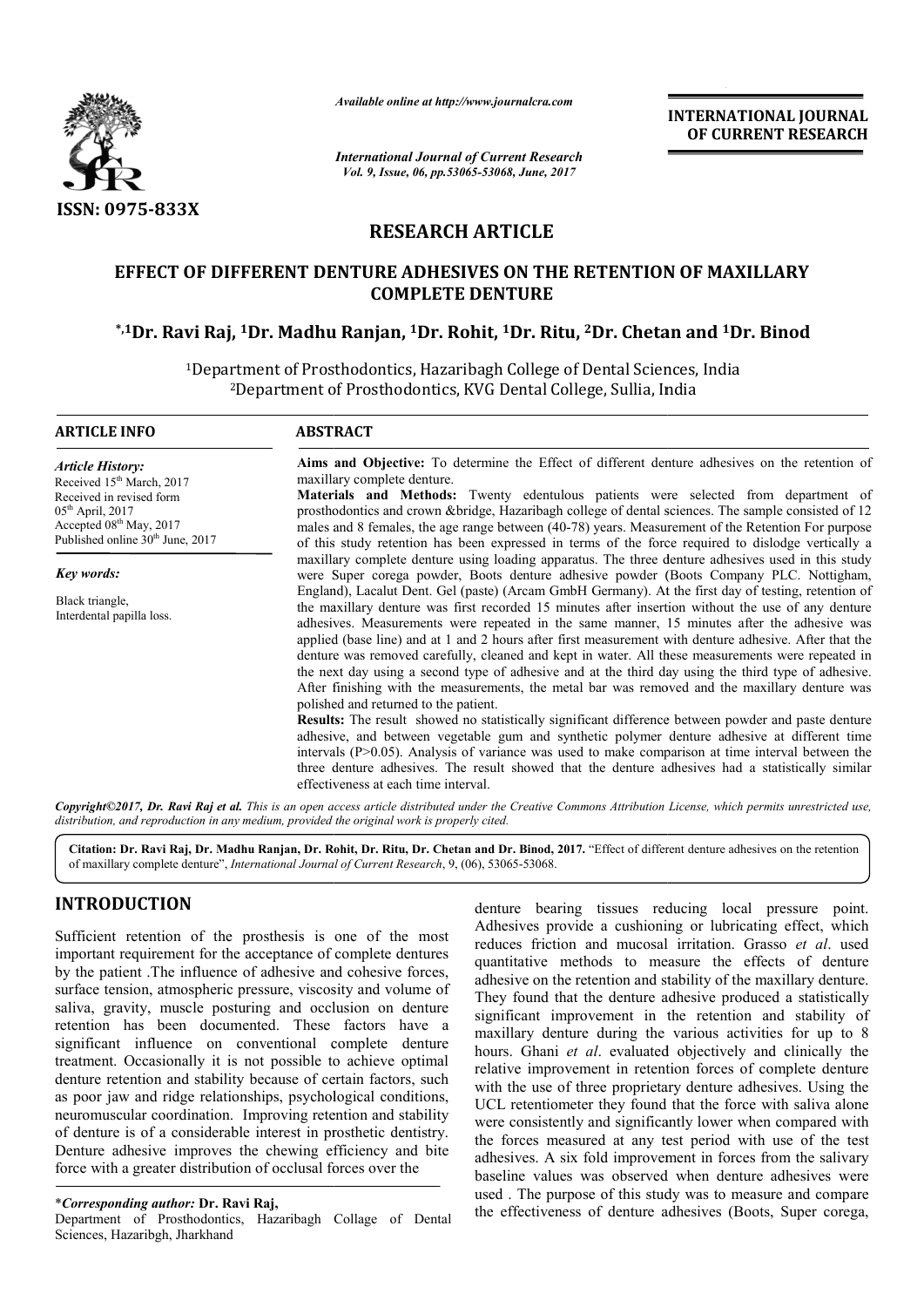ISSN: 0975-833X

*Available online at http://www.journalcra.com*

*International Journal of Current Research*
*Vol. 9, Issue, 06, pp.53065-53068, June, 2017*

**INTERNATIONAL JOURNAL OF CURRENT RESEARCH**

## RESEARCH ARTICLE

# EFFECT OF DIFFERENT DENTURE ADHESIVES ON THE RETENTION OF MAXILLARY COMPLETE DENTURE

**\*,[1]Dr. Ravi Raj, [1]Dr. Madhu Ranjan, [1]Dr. Rohit, [1]Dr. Ritu, [2]Dr. Chetan and [1]Dr. Binod**

[1]Department of Prosthodontics, Hazaribagh College of Dental Sciences, India
[2]Department of Prosthodontics, KVG Dental College, Sullia, India

**ARTICLE INFO**

*Article History:*
Received 15th March, 2017
Received in revised form 05th April, 2017
Accepted 08th May, 2017
Published online 30th June, 2017

*Key words:*
Black triangle,
Interdental papilla loss.

**ABSTRACT**

**Aims and Objective:** To determine the Effect of different denture adhesives on the retention of maxillary complete denture.

**Materials and Methods:** Twenty edentulous patients were selected from department of prosthodontics and crown &bridge, Hazaribagh college of dental sciences. The sample consisted of 12 males and 8 females, the age range between (40-78) years. Measurement of the Retention For purpose of this study retention has been expressed in terms of the force required to dislodge vertically a maxillary complete denture using loading apparatus. The three denture adhesives used in this study were Super corega powder, Boots denture adhesive powder (Boots Company PLC. Nottigham, England), Lacalut Dent. Gel (paste) (Arcam GmbH Germany). At the first day of testing, retention of the maxillary denture was first recorded 15 minutes after insertion without the use of any denture adhesives. Measurements were repeated in the same manner, 15 minutes after the adhesive was applied (base line) and at 1 and 2 hours after first measurement with denture adhesive. After that the denture was removed carefully, cleaned and kept in water. All these measurements were repeated in the next day using a second type of adhesive and at the third day using the third type of adhesive. After finishing with the measurements, the metal bar was removed and the maxillary denture was polished and returned to the patient.

**Results:** The result showed no statistically significant difference between powder and paste denture adhesive, and between vegetable gum and synthetic polymer denture adhesive at different time intervals ($P>0.05$). Analysis of variance was used to make comparison at time interval between the three denture adhesives. The result showed that the denture adhesives had a statistically similar effectiveness at each time interval.

*Copyright©2017, Dr. Ravi Raj et al. This is an open access article distributed under the Creative Commons Attribution License, which permits unrestricted use, distribution, and reproduction in any medium, provided the original work is properly cited.*

**Citation: Dr. Ravi Raj, Dr. Madhu Ranjan, Dr. Rohit, Dr. Ritu, Dr. Chetan and Dr. Binod, 2017.** "Effect of different denture adhesives on the retention of maxillary complete denture", *International Journal of Current Research*, 9, (06), 53065-53068.

## INTRODUCTION

Sufficient retention of the prosthesis is one of the most important requirement for the acceptance of complete dentures by the patient .The influence of adhesive and cohesive forces, surface tension, atmospheric pressure, viscosity and volume of saliva, gravity, muscle posturing and occlusion on denture retention has been documented. These factors have a significant influence on conventional complete denture treatment. Occasionally it is not possible to achieve optimal denture retention and stability because of certain factors, such as poor jaw and ridge relationships, psychological conditions, neuromuscular coordination. Improving retention and stability of denture is of a considerable interest in prosthetic dentistry. Denture adhesive improves the chewing efficiency and bite force with a greater distribution of occlusal forces over the denture bearing tissues reducing local pressure point. Adhesives provide a cushioning or lubricating effect, which reduces friction and mucosal irritation. Grasso *et al*. used quantitative methods to measure the effects of denture adhesive on the retention and stability of the maxillary denture. They found that the denture adhesive produced a statistically significant improvement in the retention and stability of maxillary denture during the various activities for up to 8 hours. Ghani *et al*. evaluated objectively and clinically the relative improvement in retention forces of complete denture with the use of three proprietary denture adhesives. Using the UCL retentiometer they found that the force with saliva alone were consistently and significantly lower when compared with the forces measured at any test period with use of the test adhesives. A six fold improvement in forces from the salivary baseline values was observed when denture adhesives were used . The purpose of this study was to measure and compare the effectiveness of denture adhesives (Boots, Super corega,

\**Corresponding author:* **Dr. Ravi Raj,**
Department of Prosthodontics, Hazaribagh Collage of Dental Sciences, Hazaribgh, Jharkhand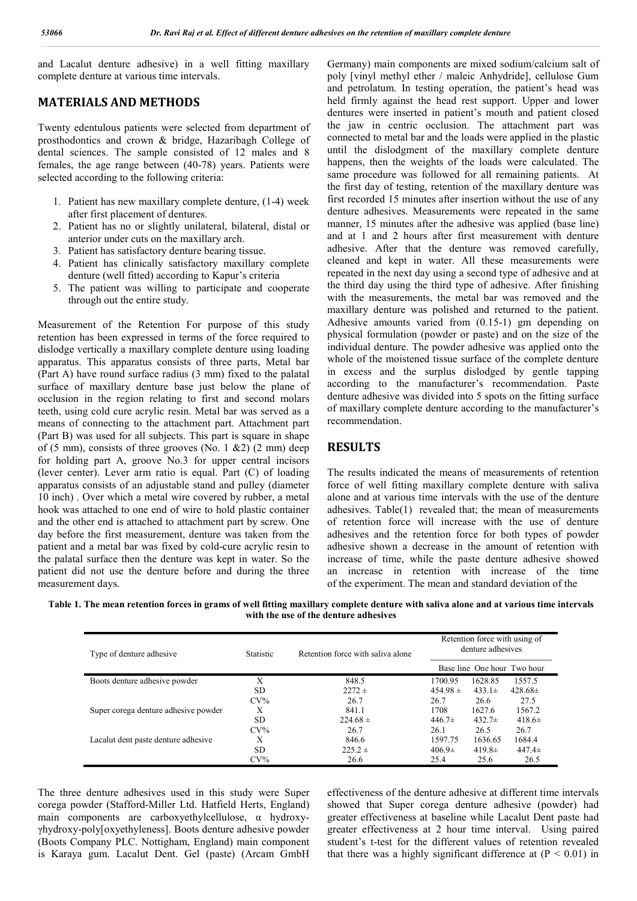and Lacalut denture adhesive) in a well fitting maxillary complete denture at various time intervals.

## MATERIALS AND METHODS

Twenty edentulous patients were selected from department of prosthodontics and crown & bridge, Hazaribagh College of dental sciences. The sample consisted of 12 males and 8 females, the age range between (40-78) years. Patients were selected according to the following criteria:

1. Patient has new maxillary complete denture, (1-4) week after first placement of dentures.
2. Patient has no or slightly unilateral, bilateral, distal or anterior under cuts on the maxillary arch.
3. Patient has satisfactory denture bearing tissue.
4. Patient has clinically satisfactory maxillary complete denture (well fitted) according to Kapur's criteria
5. The patient was willing to participate and cooperate through out the entire study.

Measurement of the Retention For purpose of this study retention has been expressed in terms of the force required to dislodge vertically a maxillary complete denture using loading apparatus. This apparatus consists of three parts, Metal bar (Part A) have round surface radius (3 mm) fixed to the palatal surface of maxillary denture base just below the plane of occlusion in the region relating to first and second molars teeth, using cold cure acrylic resin. Metal bar was served as a means of connecting to the attachment part. Attachment part (Part B) was used for all subjects. This part is square in shape of (5 mm), consists of three grooves (No. 1 &2) (2 mm) deep for holding part A, groove No.3 for upper central incisors (lever center). Lever arm ratio is equal. Part (C) of loading apparatus consists of an adjustable stand and pulley (diameter 10 inch) . Over which a metal wire covered by rubber, a metal hook was attached to one end of wire to hold plastic container and the other end is attached to attachment part by screw. One day before the first measurement, denture was taken from the patient and a metal bar was fixed by cold-cure acrylic resin to the palatal surface then the denture was kept in water. So the patient did not use the denture before and during the three measurement days.

The three denture adhesives used in this study were Super corega powder (Stafford-Miller Ltd. Hatfield Herts, England) main components are carboxyethylcellulose, α hydroxy-γhydroxy-poly[oxyethyleness]. Boots denture adhesive powder (Boots Company PLC. Nottigham, England) main component is Karaya gum. Lacalut Dent. Gel (paste) (Arcam GmbH Germany) main components are mixed sodium/calcium salt of poly [vinyl methyl ether / maleic Anhydride], cellulose Gum and petrolatum. In testing operation, the patient's head was held firmly against the head rest support. Upper and lower dentures were inserted in patient's mouth and patient closed the jaw in centric occlusion. The attachment part was connected to metal bar and the loads were applied in the plastic until the dislodgment of the maxillary complete denture happens, then the weights of the loads were calculated. The same procedure was followed for all remaining patients. At the first day of testing, retention of the maxillary denture was first recorded 15 minutes after insertion without the use of any denture adhesives. Measurements were repeated in the same manner, 15 minutes after the adhesive was applied (base line) and at 1 and 2 hours after first measurement with denture adhesive. After that the denture was removed carefully, cleaned and kept in water. All these measurements were repeated in the next day using a second type of adhesive and at the third day using the third type of adhesive. After finishing with the measurements, the metal bar was removed and the maxillary denture was polished and returned to the patient. Adhesive amounts varied from (0.15-1) gm depending on physical formulation (powder or paste) and on the size of the individual denture. The powder adhesive was applied onto the whole of the moistened tissue surface of the complete denture in excess and the surplus dislodged by gentle tapping according to the manufacturer's recommendation. Paste denture adhesive was divided into 5 spots on the fitting surface of maxillary complete denture according to the manufacturer's recommendation.

## RESULTS

The results indicated the means of measurements of retention force of well fitting maxillary complete denture with saliva alone and at various time intervals with the use of the denture adhesives. Table(1) revealed that; the mean of measurements of retention force will increase with the use of denture adhesives and the retention force for both types of powder adhesive shown a decrease in the amount of retention with increase of time, while the paste denture adhesive showed an increase in retention with increase of the time of the experiment. The mean and standard deviation of the effectiveness of the denture adhesive at different time intervals showed that Super corega denture adhesive (powder) had greater effectiveness at baseline while Lacalut Dent paste had greater effectiveness at 2 hour time interval. Using paired student's t-test for the different values of retention revealed that there was a highly significant difference at ($P < 0.01$) in

**Table 1. The mean retention forces in grams of well fitting maxillary complete denture with saliva alone and at various time intervals with the use of the denture adhesives**

| Type of denture adhesive | Statistic | Retention force with saliva alone | Retention force with using of denture adhesives | | |
|---|---|---|---|---|---|
| | | | Base line | One hour | Two hour |
| Boots denture adhesive powder | X | 848.5 | 1700.95 | 1628.85 | 1557.5 |
| | SD | 2272 ± | 454.98 ± | 433.1± | 428.68± |
| | CV% | 26.7 | 26.7 | 26.6 | 27.5 |
| Super corega denture adhesive powder | X | 841.1 | 1708 | 1627.6 | 1567.2 |
| | SD | 224.68 ± | 446.7± | 432.7± | 418.6± |
| | CV% | 26.7 | 26.1 | 26.5 | 26.7 |
| Lacalut dent paste denture adhesive | X | 846.6 | 1597.75 | 1636.65 | 1684.4 |
| | SD | 225.2 ± | 406.9± | 419.8± | 447.4± |
| | CV% | 26.6 | 25.4 | 25.6 | 26.5 |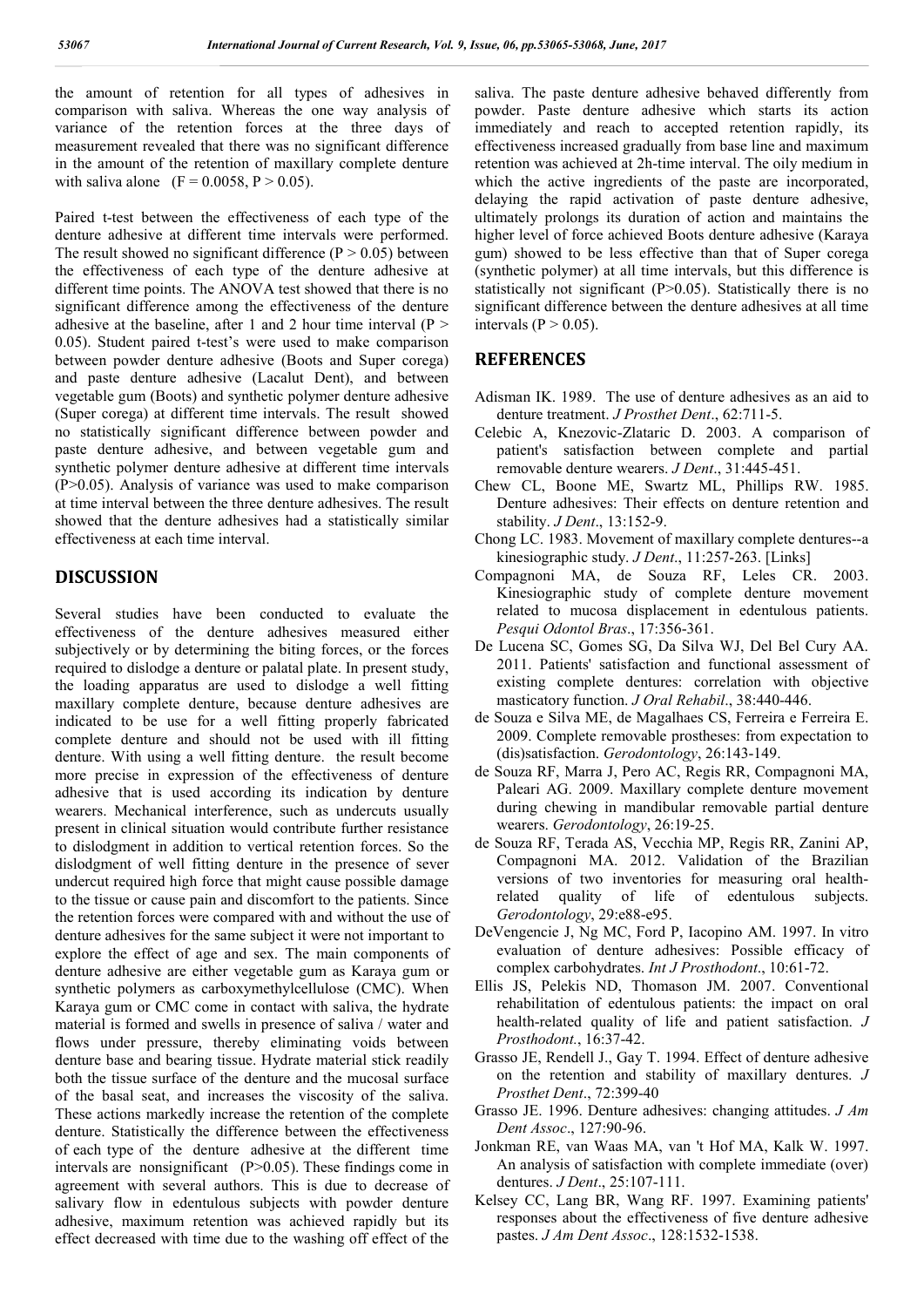the amount of retention for all types of adhesives in comparison with saliva. Whereas the one way analysis of variance of the retention forces at the three days of measurement revealed that there was no significant difference in the amount of the retention of maxillary complete denture with saliva alone ($F = 0.0058$, $P > 0.05$).

Paired t-test between the effectiveness of each type of the denture adhesive at different time intervals were performed. The result showed no significant difference ($P > 0.05$) between the effectiveness of each type of the denture adhesive at different time points. The ANOVA test showed that there is no significant difference among the effectiveness of the denture adhesive at the baseline, after 1 and 2 hour time interval ($P > 0.05$). Student paired t-test's were used to make comparison between powder denture adhesive (Boots and Super corega) and paste denture adhesive (Lacalut Dent), and between vegetable gum (Boots) and synthetic polymer denture adhesive (Super corega) at different time intervals. The result showed no statistically significant difference between powder and paste denture adhesive, and between vegetable gum and synthetic polymer denture adhesive at different time intervals ($P>0.05$). Analysis of variance was used to make comparison at time interval between the three denture adhesives. The result showed that the denture adhesives had a statistically similar effectiveness at each time interval.

## DISCUSSION

Several studies have been conducted to evaluate the effectiveness of the denture adhesives measured either subjectively or by determining the biting forces, or the forces required to dislodge a denture or palatal plate. In present study, the loading apparatus are used to dislodge a well fitting maxillary complete denture, because denture adhesives are indicated to be use for a well fitting properly fabricated complete denture and should not be used with ill fitting denture. With using a well fitting denture. the result become more precise in expression of the effectiveness of denture adhesive that is used according its indication by denture wearers. Mechanical interference, such as undercuts usually present in clinical situation would contribute further resistance to dislodgment in addition to vertical retention forces. So the dislodgment of well fitting denture in the presence of sever undercut required high force that might cause possible damage to the tissue or cause pain and discomfort to the patients. Since the retention forces were compared with and without the use of denture adhesives for the same subject it were not important to explore the effect of age and sex. The main components of denture adhesive are either vegetable gum as Karaya gum or synthetic polymers as carboxymethylcellulose (CMC). When Karaya gum or CMC come in contact with saliva, the hydrate material is formed and swells in presence of saliva / water and flows under pressure, thereby eliminating voids between denture base and bearing tissue. Hydrate material stick readily both the tissue surface of the denture and the mucosal surface of the basal seat, and increases the viscosity of the saliva. These actions markedly increase the retention of the complete denture. Statistically the difference between the effectiveness of each type of the denture adhesive at the different time intervals are nonsignificant ($P>0.05$). These findings come in agreement with several authors. This is due to decrease of salivary flow in edentulous subjects with powder denture adhesive, maximum retention was achieved rapidly but its effect decreased with time due to the washing off effect of the saliva. The paste denture adhesive behaved differently from powder. Paste denture adhesive which starts its action immediately and reach to accepted retention rapidly, its effectiveness increased gradually from base line and maximum retention was achieved at 2h-time interval. The oily medium in which the active ingredients of the paste are incorporated, delaying the rapid activation of paste denture adhesive, ultimately prolongs its duration of action and maintains the higher level of force achieved Boots denture adhesive (Karaya gum) showed to be less effective than that of Super corega (synthetic polymer) at all time intervals, but this difference is statistically not significant ($P>0.05$). Statistically there is no significant difference between the denture adhesives at all time intervals ($P > 0.05$).

## REFERENCES

Adisman IK. 1989. The use of denture adhesives as an aid to denture treatment. *J Prosthet Dent*., 62:711-5.

Celebic A, Knezovic-Zlataric D. 2003. A comparison of patient's satisfaction between complete and partial removable denture wearers. *J Dent*., 31:445-451.

Chew CL, Boone ME, Swartz ML, Phillips RW. 1985. Denture adhesives: Their effects on denture retention and stability. *J Dent*., 13:152-9.

Chong LC. 1983. Movement of maxillary complete dentures--a kinesiographic study. *J Dent*., 11:257-263. [Links]

Compagnoni MA, de Souza RF, Leles CR. 2003. Kinesiographic study of complete denture movement related to mucosa displacement in edentulous patients. *Pesqui Odontol Bras*., 17:356-361.

De Lucena SC, Gomes SG, Da Silva WJ, Del Bel Cury AA. 2011. Patients' satisfaction and functional assessment of existing complete dentures: correlation with objective masticatory function. *J Oral Rehabil*., 38:440-446.

de Souza e Silva ME, de Magalhaes CS, Ferreira e Ferreira E. 2009. Complete removable prostheses: from expectation to (dis)satisfaction. *Gerodontology*, 26:143-149.

de Souza RF, Marra J, Pero AC, Regis RR, Compagnoni MA, Paleari AG. 2009. Maxillary complete denture movement during chewing in mandibular removable partial denture wearers. *Gerodontology*, 26:19-25.

de Souza RF, Terada AS, Vecchia MP, Regis RR, Zanini AP, Compagnoni MA. 2012. Validation of the Brazilian versions of two inventories for measuring oral health-related quality of life of edentulous subjects. *Gerodontology*, 29:e88-e95.

DeVengencie J, Ng MC, Ford P, Iacopino AM. 1997. In vitro evaluation of denture adhesives: Possible efficacy of complex carbohydrates. *Int J Prosthodont*., 10:61-72.

Ellis JS, Pelekis ND, Thomason JM. 2007. Conventional rehabilitation of edentulous patients: the impact on oral health-related quality of life and patient satisfaction. *J Prosthodont*., 16:37-42.

Grasso JE, Rendell J., Gay T. 1994. Effect of denture adhesive on the retention and stability of maxillary dentures. *J Prosthet Dent*., 72:399-40

Grasso JE. 1996. Denture adhesives: changing attitudes. *J Am Dent Assoc*., 127:90-96.

Jonkman RE, van Waas MA, van 't Hof MA, Kalk W. 1997. An analysis of satisfaction with complete immediate (over) dentures. *J Dent*., 25:107-111.

Kelsey CC, Lang BR, Wang RF. 1997. Examining patients' responses about the effectiveness of five denture adhesive pastes. *J Am Dent Assoc*., 128:1532-1538.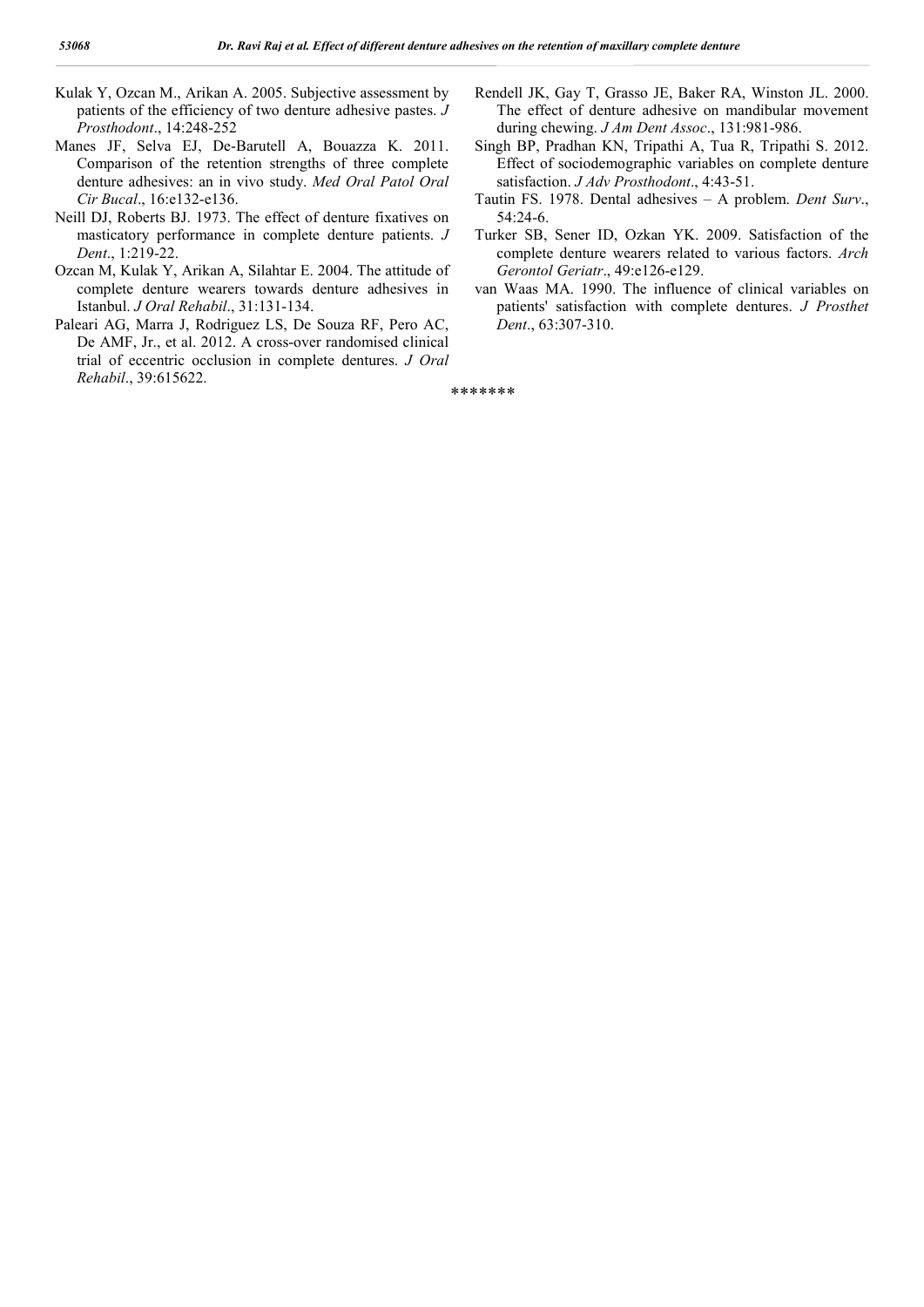Kulak Y, Ozcan M., Arikan A. 2005. Subjective assessment by patients of the efficiency of two denture adhesive pastes. *J Prosthodont*., 14:248-252

Manes JF, Selva EJ, De-Barutell A, Bouazza K. 2011. Comparison of the retention strengths of three complete denture adhesives: an in vivo study. *Med Oral Patol Oral Cir Bucal*., 16:e132-e136.

Neill DJ, Roberts BJ. 1973. The effect of denture fixatives on masticatory performance in complete denture patients. *J Dent*., 1:219-22.

Ozcan M, Kulak Y, Arikan A, Silahtar E. 2004. The attitude of complete denture wearers towards denture adhesives in Istanbul. *J Oral Rehabil*., 31:131-134.

Paleari AG, Marra J, Rodriguez LS, De Souza RF, Pero AC, De AMF, Jr., et al. 2012. A cross-over randomised clinical trial of eccentric occlusion in complete dentures. *J Oral Rehabil*., 39:615622.

Rendell JK, Gay T, Grasso JE, Baker RA, Winston JL. 2000. The effect of denture adhesive on mandibular movement during chewing. *J Am Dent Assoc*., 131:981-986.

Singh BP, Pradhan KN, Tripathi A, Tua R, Tripathi S. 2012. Effect of sociodemographic variables on complete denture satisfaction. *J Adv Prosthodont*., 4:43-51.

Tautin FS. 1978. Dental adhesives – A problem. *Dent Surv*., 54:24-6.

Turker SB, Sener ID, Ozkan YK. 2009. Satisfaction of the complete denture wearers related to various factors. *Arch Gerontol Geriatr*., 49:e126-e129.

van Waas MA. 1990. The influence of clinical variables on patients' satisfaction with complete dentures. *J Prosthet Dent*., 63:307-310.

*******